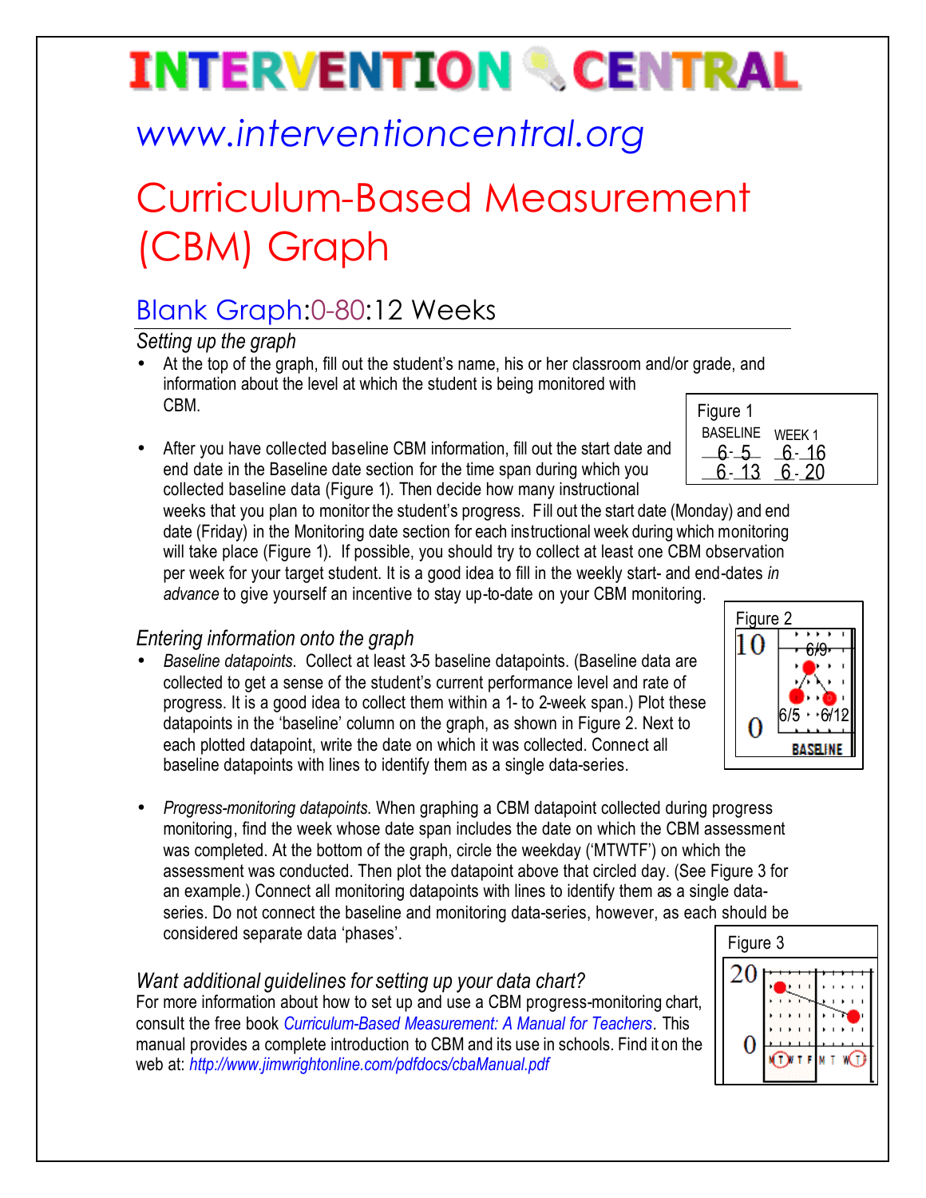# INTERVENTION CENTRAL

www.interventioncentral.org

# Curriculum-Based Measurement (CBM) Graph

## Blank Graph:0-80:12 Weeks

### *Setting up the graph*

- At the top of the graph, fill out the student's name, his or her classroom and/or grade, and information about the level at which the student is being monitored with CBM.

- After you have collected baseline CBM information, fill out the start date and end date in the Baseline date section for the time span during which you collected baseline data (Figure 1). Then decide how many instructional weeks that you plan to monitor the student's progress. Fill out the start date (Monday) and end date (Friday) in the Monitoring date section for each instructional week during which monitoring will take place (Figure 1). If possible, you should try to collect at least one CBM observation per week for your target student. It is a good idea to fill in the weekly start- and end-dates *in advance* to give yourself an incentive to stay up-to-date on your CBM monitoring.

Figure 1

| BASELINE | WEEK 1 |
| --- | --- |
| 6- 5 | 6- 16 |
| 6- 13 | 6- 20 |

### *Entering information onto the graph*

- *Baseline datapoints.* Collect at least 3-5 baseline datapoints. (Baseline data are collected to get a sense of the student's current performance level and rate of progress. It is a good idea to collect them within a 1- to 2-week span.) Plot these datapoints in the 'baseline' column on the graph, as shown in Figure 2. Next to each plotted datapoint, write the date on which it was collected. Connect all baseline datapoints with lines to identify them as a single data-series.

Figure 2

- *Progress-monitoring datapoints.* When graphing a CBM datapoint collected during progress monitoring, find the week whose date span includes the date on which the CBM assessment was completed. At the bottom of the graph, circle the weekday ('MTWTF') on which the assessment was conducted. Then plot the datapoint above that circled day. (See Figure 3 for an example.) Connect all monitoring datapoints with lines to identify them as a single data-series. Do not connect the baseline and monitoring data-series, however, as each should be considered separate data 'phases'.

Figure 3

### *Want additional guidelines for setting up your data chart?*

For more information about how to set up and use a CBM progress-monitoring chart, consult the free book *Curriculum-Based Measurement: A Manual for Teachers*. This manual provides a complete introduction to CBM and its use in schools. Find it on the web at: *http://www.jimwrightonline.com/pdfdocs/cbaManual.pdf*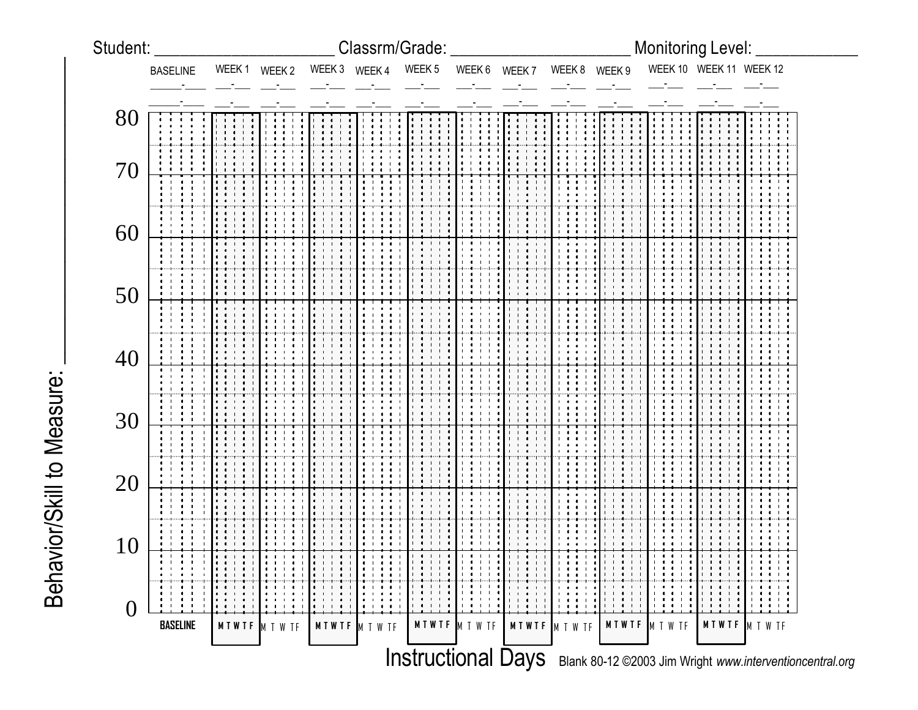Student: ______________________ Classrm/Grade: ______________________ Monitoring Level: ____________

Behavior/Skill to Measure: ____________

BASELINE WEEK 1 WEEK 2 WEEK 3 WEEK 4 WEEK 5 WEEK 6 WEEK 7 WEEK 8 WEEK 9 WEEK 10 WEEK 11 WEEK 12

80

70

60

50

40

30

20

10

0

BASELINE M T W T F M T W T F M T W T F M T W T F M T W T F M T W T F M T W T F M T W T F M T W T F M T W T F M T W T F M T W T F

Instructional Days

Blank 80-12 ©2003 Jim Wright *www.interventioncentral.org*